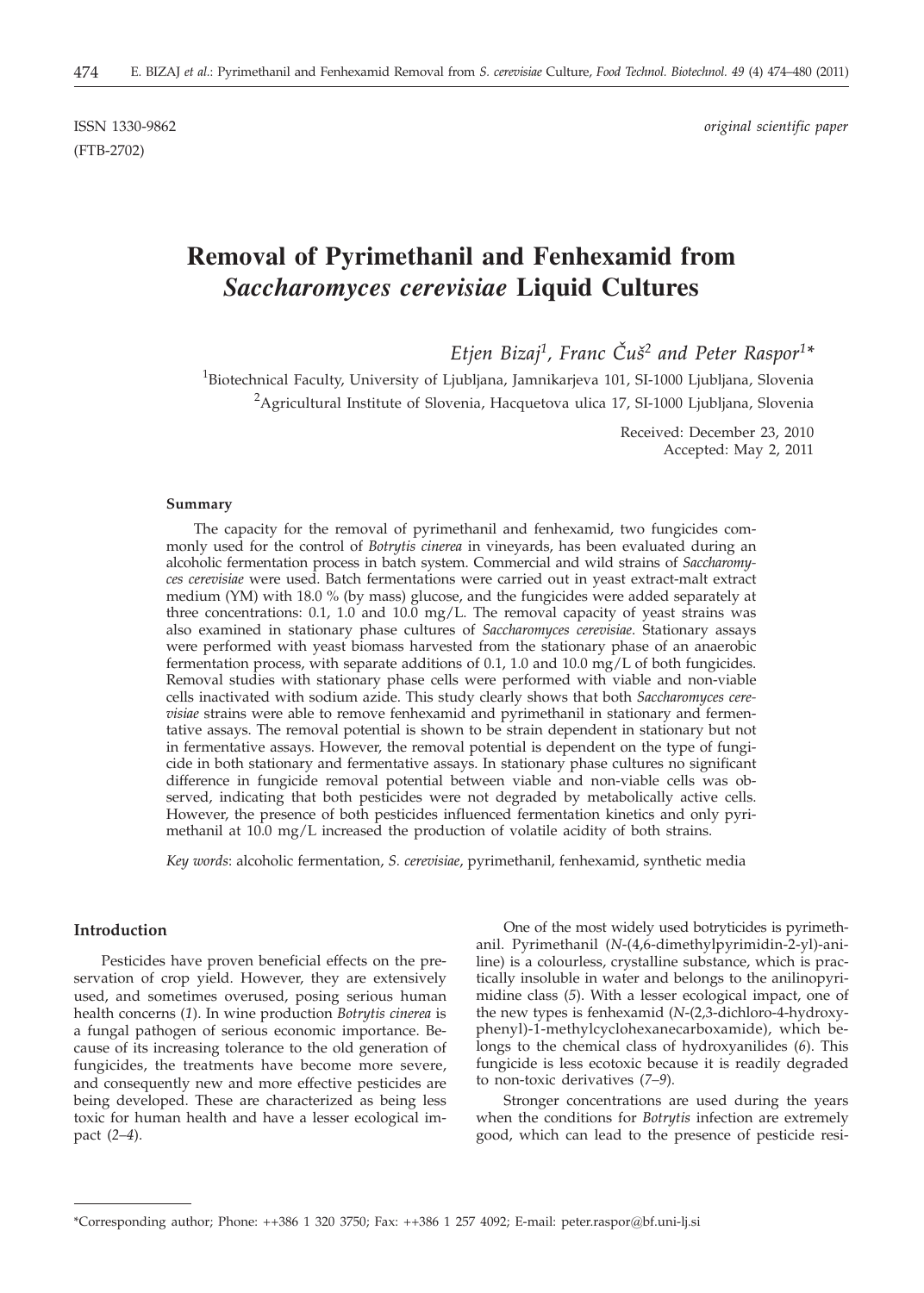ISSN 1330-9862 *original scientific paper*

(FTB-2702)

# Removal of Pyrimethanil and Fenhexamid from *Saccharomyces cerevisiae* Liquid Cultures

*Etjen Bizaj[1], Franc Čuš[2] and Peter Raspor[1]\**

[1]Biotechnical Faculty, University of Ljubljana, Jamnikarjeva 101, SI-1000 Ljubljana, Slovenia

[2]Agricultural Institute of Slovenia, Hacquetova ulica 17, SI-1000 Ljubljana, Slovenia

Received: December 23, 2010
Accepted: May 2, 2011

### Summary

The capacity for the removal of pyrimethanil and fenhexamid, two fungicides commonly used for the control of *Botrytis cinerea* in vineyards, has been evaluated during an alcoholic fermentation process in batch system. Commercial and wild strains of *Saccharomyces cerevisiae* were used. Batch fermentations were carried out in yeast extract-malt extract medium (YM) with 18.0 % (by mass) glucose, and the fungicides were added separately at three concentrations: 0.1, 1.0 and 10.0 mg/L. The removal capacity of yeast strains was also examined in stationary phase cultures of *Saccharomyces cerevisiae*. Stationary assays were performed with yeast biomass harvested from the stationary phase of an anaerobic fermentation process, with separate additions of 0.1, 1.0 and 10.0 mg/L of both fungicides. Removal studies with stationary phase cells were performed with viable and non-viable cells inactivated with sodium azide. This study clearly shows that both *Saccharomyces cerevisiae* strains were able to remove fenhexamid and pyrimethanil in stationary and fermentative assays. The removal potential is shown to be strain dependent in stationary but not in fermentative assays. However, the removal potential is dependent on the type of fungicide in both stationary and fermentative assays. In stationary phase cultures no significant difference in fungicide removal potential between viable and non-viable cells was observed, indicating that both pesticides were not degraded by metabolically active cells. However, the presence of both pesticides influenced fermentation kinetics and only pyrimethanil at 10.0 mg/L increased the production of volatile acidity of both strains.

*Key words*: alcoholic fermentation, *S. cerevisiae*, pyrimethanil, fenhexamid, synthetic media

## Introduction

Pesticides have proven beneficial effects on the preservation of crop yield. However, they are extensively used, and sometimes overused, posing serious human health concerns (*1*). In wine production *Botrytis cinerea* is a fungal pathogen of serious economic importance. Because of its increasing tolerance to the old generation of fungicides, the treatments have become more severe, and consequently new and more effective pesticides are being developed. These are characterized as being less toxic for human health and have a lesser ecological impact (*2–4*).

One of the most widely used botryticides is pyrimethanil. Pyrimethanil (*N*-(4,6-dimethylpyrimidin-2-yl)-aniline) is a colourless, crystalline substance, which is practically insoluble in water and belongs to the anilinopyrimidine class (*5*). With a lesser ecological impact, one of the new types is fenhexamid (*N*-(2,3-dichloro-4-hydroxyphenyl)-1-methylcyclohexanecarboxamide), which belongs to the chemical class of hydroxyanilides (*6*). This fungicide is less ecotoxic because it is readily degraded to non-toxic derivatives (*7–9*).

Stronger concentrations are used during the years when the conditions for *Botrytis* infection are extremely good, which can lead to the presence of pesticide resi-

\*Corresponding author; Phone: ++386 1 320 3750; Fax: ++386 1 257 4092; E-mail: peter.raspor@bf.uni-lj.si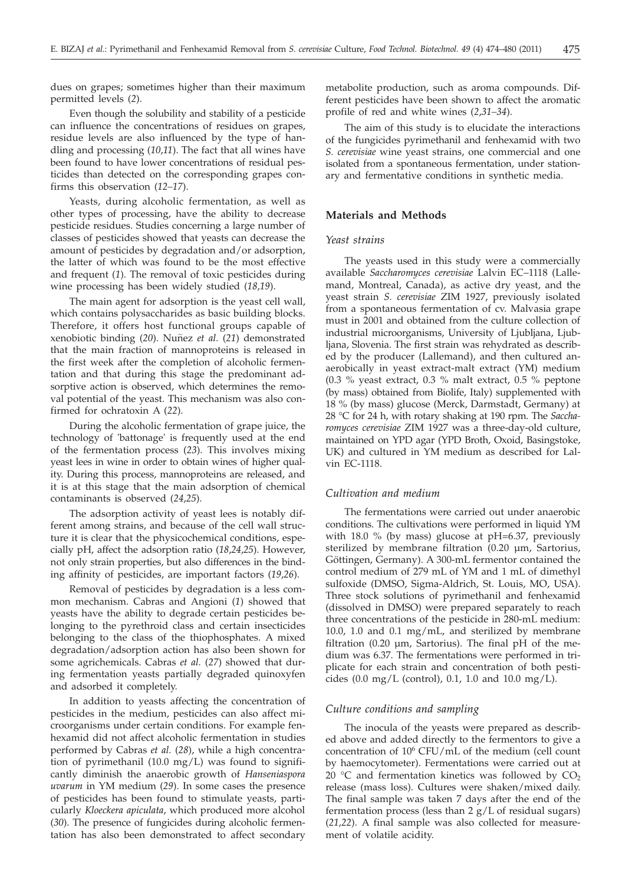dues on grapes; sometimes higher than their maximum permitted levels (*2*).

Even though the solubility and stability of a pesticide can influence the concentrations of residues on grapes, residue levels are also influenced by the type of handling and processing (*10,11*). The fact that all wines have been found to have lower concentrations of residual pesticides than detected on the corresponding grapes confirms this observation (*12–17*).

Yeasts, during alcoholic fermentation, as well as other types of processing, have the ability to decrease pesticide residues. Studies concerning a large number of classes of pesticides showed that yeasts can decrease the amount of pesticides by degradation and/or adsorption, the latter of which was found to be the most effective and frequent (*1*). The removal of toxic pesticides during wine processing has been widely studied (*18,19*).

The main agent for adsorption is the yeast cell wall, which contains polysaccharides as basic building blocks. Therefore, it offers host functional groups capable of xenobiotic binding (*20*). Nuñez *et al.* (*21*) demonstrated that the main fraction of mannoproteins is released in the first week after the completion of alcoholic fermentation and that during this stage the predominant adsorptive action is observed, which determines the removal potential of the yeast. This mechanism was also confirmed for ochratoxin A (*22*).

During the alcoholic fermentation of grape juice, the technology of 'battonage' is frequently used at the end of the fermentation process (*23*). This involves mixing yeast lees in wine in order to obtain wines of higher quality. During this process, mannoproteins are released, and it is at this stage that the main adsorption of chemical contaminants is observed (*24,25*).

The adsorption activity of yeast lees is notably different among strains, and because of the cell wall structure it is clear that the physicochemical conditions, especially pH, affect the adsorption ratio (*18,24,25*). However, not only strain properties, but also differences in the binding affinity of pesticides, are important factors (*19,26*).

Removal of pesticides by degradation is a less common mechanism. Cabras and Angioni (*1*) showed that yeasts have the ability to degrade certain pesticides belonging to the pyrethroid class and certain insecticides belonging to the class of the thiophosphates. A mixed degradation/adsorption action has also been shown for some agrichemicals. Cabras *et al.* (*27*) showed that during fermentation yeasts partially degraded quinoxyfen and adsorbed it completely.

In addition to yeasts affecting the concentration of pesticides in the medium, pesticides can also affect microorganisms under certain conditions. For example fenhexamid did not affect alcoholic fermentation in studies performed by Cabras *et al.* (*28*), while a high concentration of pyrimethanil (10.0 mg/L) was found to significantly diminish the anaerobic growth of *Hanseniaspora uvarum* in YM medium (*29*). In some cases the presence of pesticides has been found to stimulate yeasts, particularly *Kloeckera apiculata*, which produced more alcohol (*30*). The presence of fungicides during alcoholic fermentation has also been demonstrated to affect secondary metabolite production, such as aroma compounds. Different pesticides have been shown to affect the aromatic profile of red and white wines (*2,31–34*).

The aim of this study is to elucidate the interactions of the fungicides pyrimethanil and fenhexamid with two *S. cerevisiae* wine yeast strains, one commercial and one isolated from a spontaneous fermentation, under stationary and fermentative conditions in synthetic media.

## Materials and Methods

### *Yeast strains*

The yeasts used in this study were a commercially available *Saccharomyces cerevisiae* Lalvin EC–1118 (Lallemand, Montreal, Canada), as active dry yeast, and the yeast strain *S. cerevisiae* ZIM 1927, previously isolated from a spontaneous fermentation of cv. Malvasia grape must in 2001 and obtained from the culture collection of industrial microorganisms, University of Ljubljana, Ljubljana, Slovenia. The first strain was rehydrated as described by the producer (Lallemand), and then cultured anaerobically in yeast extract-malt extract (YM) medium (0.3 % yeast extract, 0.3 % malt extract, 0.5 % peptone (by mass) obtained from Biolife, Italy) supplemented with 18 % (by mass) glucose (Merck, Darmstadt, Germany) at 28 °C for 24 h, with rotary shaking at 190 rpm. The *Saccharomyces cerevisiae* ZIM 1927 was a three-day-old culture, maintained on YPD agar (YPD Broth, Oxoid, Basingstoke, UK) and cultured in YM medium as described for Lalvin EC-1118.

### *Cultivation and medium*

The fermentations were carried out under anaerobic conditions. The cultivations were performed in liquid YM with 18.0 % (by mass) glucose at pH=6.37, previously sterilized by membrane filtration (0.20 µm, Sartorius, Göttingen, Germany). A 300-mL fermentor contained the control medium of 279 mL of YM and 1 mL of dimethyl sulfoxide (DMSO, Sigma-Aldrich, St. Louis, MO, USA). Three stock solutions of pyrimethanil and fenhexamid (dissolved in DMSO) were prepared separately to reach three concentrations of the pesticide in 280-mL medium: 10.0, 1.0 and 0.1 mg/mL, and sterilized by membrane filtration (0.20 µm, Sartorius). The final pH of the medium was 6.37. The fermentations were performed in triplicate for each strain and concentration of both pesticides (0.0 mg/L (control), 0.1, 1.0 and 10.0 mg/L).

### *Culture conditions and sampling*

The inocula of the yeasts were prepared as described above and added directly to the fermentors to give a concentration of $10^6$ CFU/mL of the medium (cell count by haemocytometer). Fermentations were carried out at 20 °C and fermentation kinetics was followed by $CO_2$ release (mass loss). Cultures were shaken/mixed daily. The final sample was taken 7 days after the end of the fermentation process (less than 2 g/L of residual sugars) (*21,22*). A final sample was also collected for measurement of volatile acidity.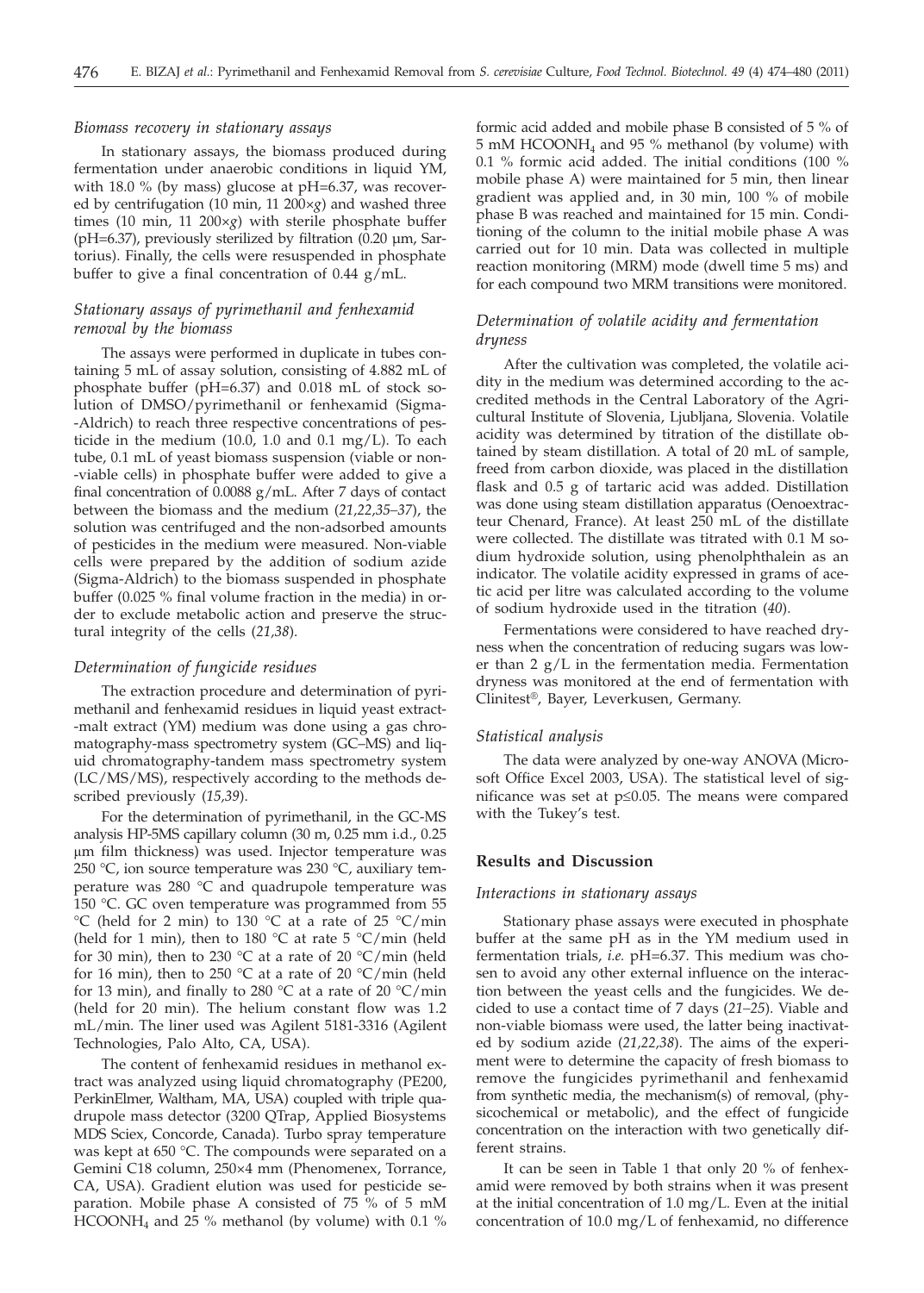### *Biomass recovery in stationary assays*

In stationary assays, the biomass produced during fermentation under anaerobic conditions in liquid YM, with 18.0 % (by mass) glucose at pH=6.37, was recovered by centrifugation (10 min, 11 200×*g*) and washed three times (10 min, 11 200×*g*) with sterile phosphate buffer (pH=6.37), previously sterilized by filtration (0.20 µm, Sartorius). Finally, the cells were resuspended in phosphate buffer to give a final concentration of 0.44 g/mL.

### *Stationary assays of pyrimethanil and fenhexamid removal by the biomass*

The assays were performed in duplicate in tubes containing 5 mL of assay solution, consisting of 4.882 mL of phosphate buffer (pH=6.37) and 0.018 mL of stock solution of DMSO/pyrimethanil or fenhexamid (Sigma-Aldrich) to reach three respective concentrations of pesticide in the medium (10.0, 1.0 and 0.1 mg/L). To each tube, 0.1 mL of yeast biomass suspension (viable or non-viable cells) in phosphate buffer were added to give a final concentration of 0.0088 g/mL. After 7 days of contact between the biomass and the medium (*21,22,35–37*), the solution was centrifuged and the non-adsorbed amounts of pesticides in the medium were measured. Non-viable cells were prepared by the addition of sodium azide (Sigma-Aldrich) to the biomass suspended in phosphate buffer (0.025 % final volume fraction in the media) in order to exclude metabolic action and preserve the structural integrity of the cells (*21,38*).

### *Determination of fungicide residues*

The extraction procedure and determination of pyrimethanil and fenhexamid residues in liquid yeast extract-malt extract (YM) medium was done using a gas chromatography-mass spectrometry system (GC–MS) and liquid chromatography-tandem mass spectrometry system (LC/MS/MS), respectively according to the methods described previously (*15,39*).

For the determination of pyrimethanil, in the GC-MS analysis HP-5MS capillary column (30 m, 0.25 mm i.d., 0.25 µm film thickness) was used. Injector temperature was 250 °C, ion source temperature was 230 °C, auxiliary temperature was 280 °C and quadrupole temperature was 150 °C. GC oven temperature was programmed from 55 °C (held for 2 min) to 130 °C at a rate of 25 °C/min (held for 1 min), then to 180 °C at rate 5 °C/min (held for 30 min), then to 230 °C at a rate of 20 °C/min (held for 16 min), then to 250 °C at a rate of 20 °C/min (held for 13 min), and finally to 280 °C at a rate of 20 °C/min (held for 20 min). The helium constant flow was 1.2 mL/min. The liner used was Agilent 5181-3316 (Agilent Technologies, Palo Alto, CA, USA).

The content of fenhexamid residues in methanol extract was analyzed using liquid chromatography (PE200, PerkinElmer, Waltham, MA, USA) coupled with triple quadrupole mass detector (3200 QTrap, Applied Biosystems MDS Sciex, Concorde, Canada). Turbo spray temperature was kept at 650 °C. The compounds were separated on a Gemini C18 column, 250×4 mm (Phenomenex, Torrance, CA, USA). Gradient elution was used for pesticide separation. Mobile phase A consisted of 75 % of 5 mM $HCOONH_4$ and 25 % methanol (by volume) with 0.1 % formic acid added and mobile phase B consisted of 5 % of 5 mM $HCOONH_4$ and 95 % methanol (by volume) with 0.1 % formic acid added. The initial conditions (100 % mobile phase A) were maintained for 5 min, then linear gradient was applied and, in 30 min, 100 % of mobile phase B was reached and maintained for 15 min. Conditioning of the column to the initial mobile phase A was carried out for 10 min. Data was collected in multiple reaction monitoring (MRM) mode (dwell time 5 ms) and for each compound two MRM transitions were monitored.

### *Determination of volatile acidity and fermentation dryness*

After the cultivation was completed, the volatile acidity in the medium was determined according to the accredited methods in the Central Laboratory of the Agricultural Institute of Slovenia, Ljubljana, Slovenia. Volatile acidity was determined by titration of the distillate obtained by steam distillation. A total of 20 mL of sample, freed from carbon dioxide, was placed in the distillation flask and 0.5 g of tartaric acid was added. Distillation was done using steam distillation apparatus (Oenoextracteur Chenard, France). At least 250 mL of the distillate were collected. The distillate was titrated with 0.1 M sodium hydroxide solution, using phenolphthalein as an indicator. The volatile acidity expressed in grams of acetic acid per litre was calculated according to the volume of sodium hydroxide used in the titration (*40*).

Fermentations were considered to have reached dryness when the concentration of reducing sugars was lower than 2 g/L in the fermentation media. Fermentation dryness was monitored at the end of fermentation with Clinitest®, Bayer, Leverkusen, Germany.

### *Statistical analysis*

The data were analyzed by one-way ANOVA (Microsoft Office Excel 2003, USA). The statistical level of significance was set at $p \leq 0.05$. The means were compared with the Tukey's test.

## Results and Discussion

### *Interactions in stationary assays*

Stationary phase assays were executed in phosphate buffer at the same pH as in the YM medium used in fermentation trials, *i.e.* pH=6.37. This medium was chosen to avoid any other external influence on the interaction between the yeast cells and the fungicides. We decided to use a contact time of 7 days (*21–25*). Viable and non-viable biomass were used, the latter being inactivated by sodium azide (*21,22,38*). The aims of the experiment were to determine the capacity of fresh biomass to remove the fungicides pyrimethanil and fenhexamid from synthetic media, the mechanism(s) of removal, (physicochemical or metabolic), and the effect of fungicide concentration on the interaction with two genetically different strains.

It can be seen in Table 1 that only 20 % of fenhexamid were removed by both strains when it was present at the initial concentration of 1.0 mg/L. Even at the initial concentration of 10.0 mg/L of fenhexamid, no difference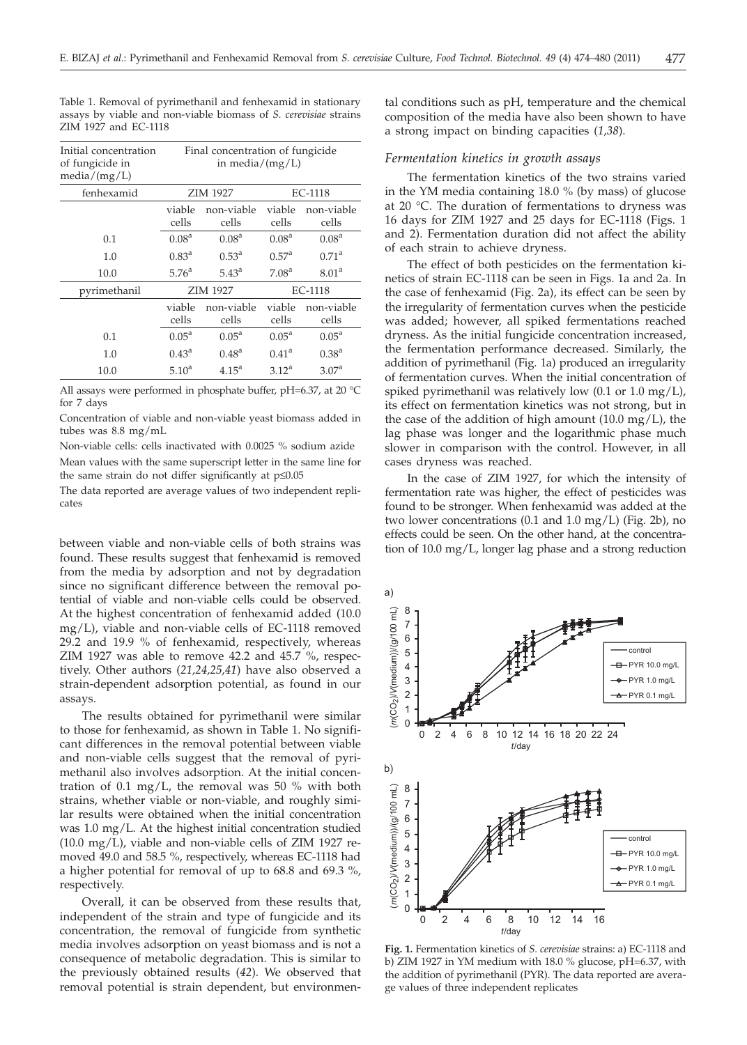Table 1. Removal of pyrimethanil and fenhexamid in stationary assays by viable and non-viable biomass of *S. cerevisiae* strains ZIM 1927 and EC-1118

| Initial concentration of fungicide in media/(mg/L) | Final concentration of fungicide in media/(mg/L) | | | |
|---|---|---|---|---|
| fenhexamid | ZIM 1927 | | EC-1118 | |
| | viable cells | non-viable cells | viable cells | non-viable cells |
| 0.1 | $0.08^a$ | $0.08^a$ | $0.08^a$ | $0.08^a$ |
| 1.0 | $0.83^a$ | $0.53^a$ | $0.57^a$ | $0.71^a$ |
| 10.0 | $5.76^a$ | $5.43^a$ | $7.08^a$ | $8.01^a$ |
| pyrimethanil | ZIM 1927 | | EC-1118 | |
| | viable cells | non-viable cells | viable cells | non-viable cells |
| 0.1 | $0.05^a$ | $0.05^a$ | $0.05^a$ | $0.05^a$ |
| 1.0 | $0.43^a$ | $0.48^a$ | $0.41^a$ | $0.38^a$ |
| 10.0 | $5.10^a$ | $4.15^a$ | $3.12^a$ | $3.07^a$ |

All assays were performed in phosphate buffer, pH=6.37, at 20 °C for 7 days

Concentration of viable and non-viable yeast biomass added in tubes was 8.8 mg/mL

Non-viable cells: cells inactivated with 0.0025 % sodium azide

Mean values with the same superscript letter in the same line for the same strain do not differ significantly at p≤0.05

The data reported are average values of two independent replicates

between viable and non-viable cells of both strains was found. These results suggest that fenhexamid is removed from the media by adsorption and not by degradation since no significant difference between the removal potential of viable and non-viable cells could be observed. At the highest concentration of fenhexamid added (10.0 mg/L), viable and non-viable cells of EC-1118 removed 29.2 and 19.9 % of fenhexamid, respectively, whereas ZIM 1927 was able to remove 42.2 and 45.7 %, respectively. Other authors (*21,24,25,41*) have also observed a strain-dependent adsorption potential, as found in our assays.

The results obtained for pyrimethanil were similar to those for fenhexamid, as shown in Table 1. No significant differences in the removal potential between viable and non-viable cells suggest that the removal of pyrimethanil also involves adsorption. At the initial concentration of 0.1 mg/L, the removal was 50 % with both strains, whether viable or non-viable, and roughly similar results were obtained when the initial concentration was 1.0 mg/L. At the highest initial concentration studied (10.0 mg/L), viable and non-viable cells of ZIM 1927 removed 49.0 and 58.5 %, respectively, whereas EC-1118 had a higher potential for removal of up to 68.8 and 69.3 %, respectively.

Overall, it can be observed from these results that, independent of the strain and type of fungicide and its concentration, the removal of fungicide from synthetic media involves adsorption on yeast biomass and is not a consequence of metabolic degradation. This is similar to the previously obtained results (*42*). We observed that removal potential is strain dependent, but environmental conditions such as pH, temperature and the chemical composition of the media have also been shown to have a strong impact on binding capacities (*1,38*).

### *Fermentation kinetics in growth assays*

The fermentation kinetics of the two strains varied in the YM media containing 18.0 % (by mass) of glucose at 20 °C. The duration of fermentations to dryness was 16 days for ZIM 1927 and 25 days for EC-1118 (Figs. 1 and 2). Fermentation duration did not affect the ability of each strain to achieve dryness.

The effect of both pesticides on the fermentation kinetics of strain EC-1118 can be seen in Figs. 1a and 2a. In the case of fenhexamid (Fig. 2a), its effect can be seen by the irregularity of fermentation curves when the pesticide was added; however, all spiked fermentations reached dryness. As the initial fungicide concentration increased, the fermentation performance decreased. Similarly, the addition of pyrimethanil (Fig. 1a) produced an irregularity of fermentation curves. When the initial concentration of spiked pyrimethanil was relatively low (0.1 or 1.0 mg/L), its effect on fermentation kinetics was not strong, but in the case of the addition of high amount (10.0 mg/L), the lag phase was longer and the logarithmic phase much slower in comparison with the control. However, in all cases dryness was reached.

In the case of ZIM 1927, for which the intensity of fermentation rate was higher, the effect of pesticides was found to be stronger. When fenhexamid was added at the two lower concentrations (0.1 and 1.0 mg/L) (Fig. 2b), no effects could be seen. On the other hand, at the concentration of 10.0 mg/L, longer lag phase and a strong reduction

**Fig. 1.** Fermentation kinetics of *S. cerevisiae* strains: a) EC-1118 and b) ZIM 1927 in YM medium with 18.0 % glucose, pH=6.37, with the addition of pyrimethanil (PYR). The data reported are average values of three independent replicates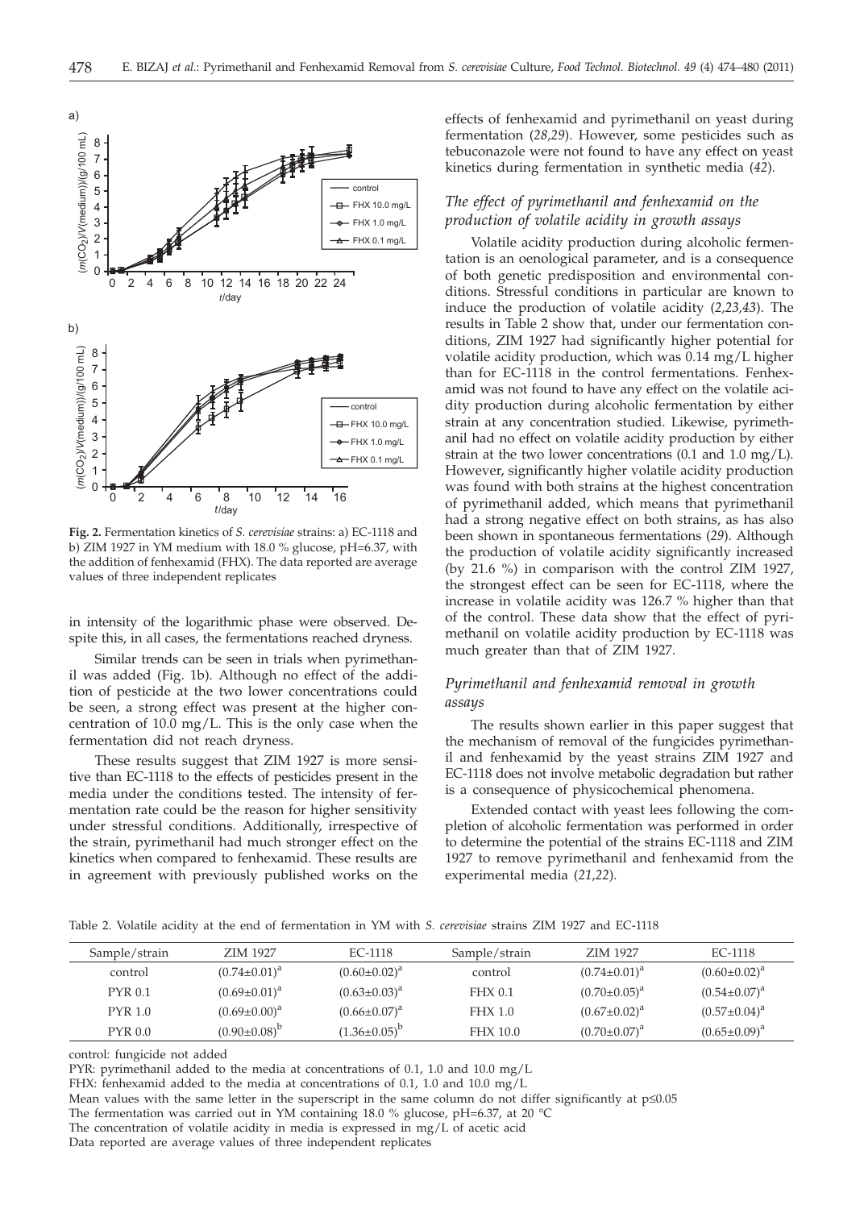a)

b)

**Fig. 2.** Fermentation kinetics of *S. cerevisiae* strains: a) EC-1118 and b) ZIM 1927 in YM medium with 18.0 % glucose, pH=6.37, with the addition of fenhexamid (FHX). The data reported are average values of three independent replicates

in intensity of the logarithmic phase were observed. Despite this, in all cases, the fermentations reached dryness.

Similar trends can be seen in trials when pyrimethanil was added (Fig. 1b). Although no effect of the addition of pesticide at the two lower concentrations could be seen, a strong effect was present at the higher concentration of 10.0 mg/L. This is the only case when the fermentation did not reach dryness.

These results suggest that ZIM 1927 is more sensitive than EC-1118 to the effects of pesticides present in the media under the conditions tested. The intensity of fermentation rate could be the reason for higher sensitivity under stressful conditions. Additionally, irrespective of the strain, pyrimethanil had much stronger effect on the kinetics when compared to fenhexamid. These results are in agreement with previously published works on the effects of fenhexamid and pyrimethanil on yeast during fermentation (*28,29*). However, some pesticides such as tebuconazole were not found to have any effect on yeast kinetics during fermentation in synthetic media (*42*).

### *The effect of pyrimethanil and fenhexamid on the production of volatile acidity in growth assays*

Volatile acidity production during alcoholic fermentation is an oenological parameter, and is a consequence of both genetic predisposition and environmental conditions. Stressful conditions in particular are known to induce the production of volatile acidity (*2,23,43*). The results in Table 2 show that, under our fermentation conditions, ZIM 1927 had significantly higher potential for volatile acidity production, which was 0.14 mg/L higher than for EC-1118 in the control fermentations. Fenhexamid was not found to have any effect on the volatile acidity production during alcoholic fermentation by either strain at any concentration studied. Likewise, pyrimethanil had no effect on volatile acidity production by either strain at the two lower concentrations (0.1 and 1.0 mg/L). However, significantly higher volatile acidity production was found with both strains at the highest concentration of pyrimethanil added, which means that pyrimethanil had a strong negative effect on both strains, as has also been shown in spontaneous fermentations (*29*). Although the production of volatile acidity significantly increased (by 21.6 %) in comparison with the control ZIM 1927, the strongest effect can be seen for EC-1118, where the increase in volatile acidity was 126.7 % higher than that of the control. These data show that the effect of pyrimethanil on volatile acidity production by EC-1118 was much greater than that of ZIM 1927.

### *Pyrimethanil and fenhexamid removal in growth assays*

The results shown earlier in this paper suggest that the mechanism of removal of the fungicides pyrimethanil and fenhexamid by the yeast strains ZIM 1927 and EC-1118 does not involve metabolic degradation but rather is a consequence of physicochemical phenomena.

Extended contact with yeast lees following the completion of alcoholic fermentation was performed in order to determine the potential of the strains EC-1118 and ZIM 1927 to remove pyrimethanil and fenhexamid from the experimental media (*21,22*).

Table 2. Volatile acidity at the end of fermentation in YM with *S. cerevisiae* strains ZIM 1927 and EC-1118

| Sample/strain | ZIM 1927 | EC-1118 | Sample/strain | ZIM 1927 | EC-1118 |
|---|---|---|---|---|---|
| control | $(0.74\pm0.01)^{a}$ | $(0.60\pm0.02)^{a}$ | control | $(0.74\pm0.01)^{a}$ | $(0.60\pm0.02)^{a}$ |
| PYR 0.1 | $(0.69\pm0.01)^{a}$ | $(0.63\pm0.03)^{a}$ | FHX 0.1 | $(0.70\pm0.05)^{a}$ | $(0.54\pm0.07)^{a}$ |
| PYR 1.0 | $(0.69\pm0.00)^{a}$ | $(0.66\pm0.07)^{a}$ | FHX 1.0 | $(0.67\pm0.02)^{a}$ | $(0.57\pm0.04)^{a}$ |
| PYR 0.0 | $(0.90\pm0.08)^{b}$ | $(1.36\pm0.05)^{b}$ | FHX 10.0 | $(0.70\pm0.07)^{a}$ | $(0.65\pm0.09)^{a}$ |

control: fungicide not added

PYR: pyrimethanil added to the media at concentrations of 0.1, 1.0 and 10.0 mg/L

FHX: fenhexamid added to the media at concentrations of 0.1, 1.0 and 10.0 mg/L

Mean values with the same letter in the superscript in the same column do not differ significantly at $p\leq0.05$

The fermentation was carried out in YM containing 18.0 % glucose, pH=6.37, at 20 °C

The concentration of volatile acidity in media is expressed in mg/L of acetic acid

Data reported are average values of three independent replicates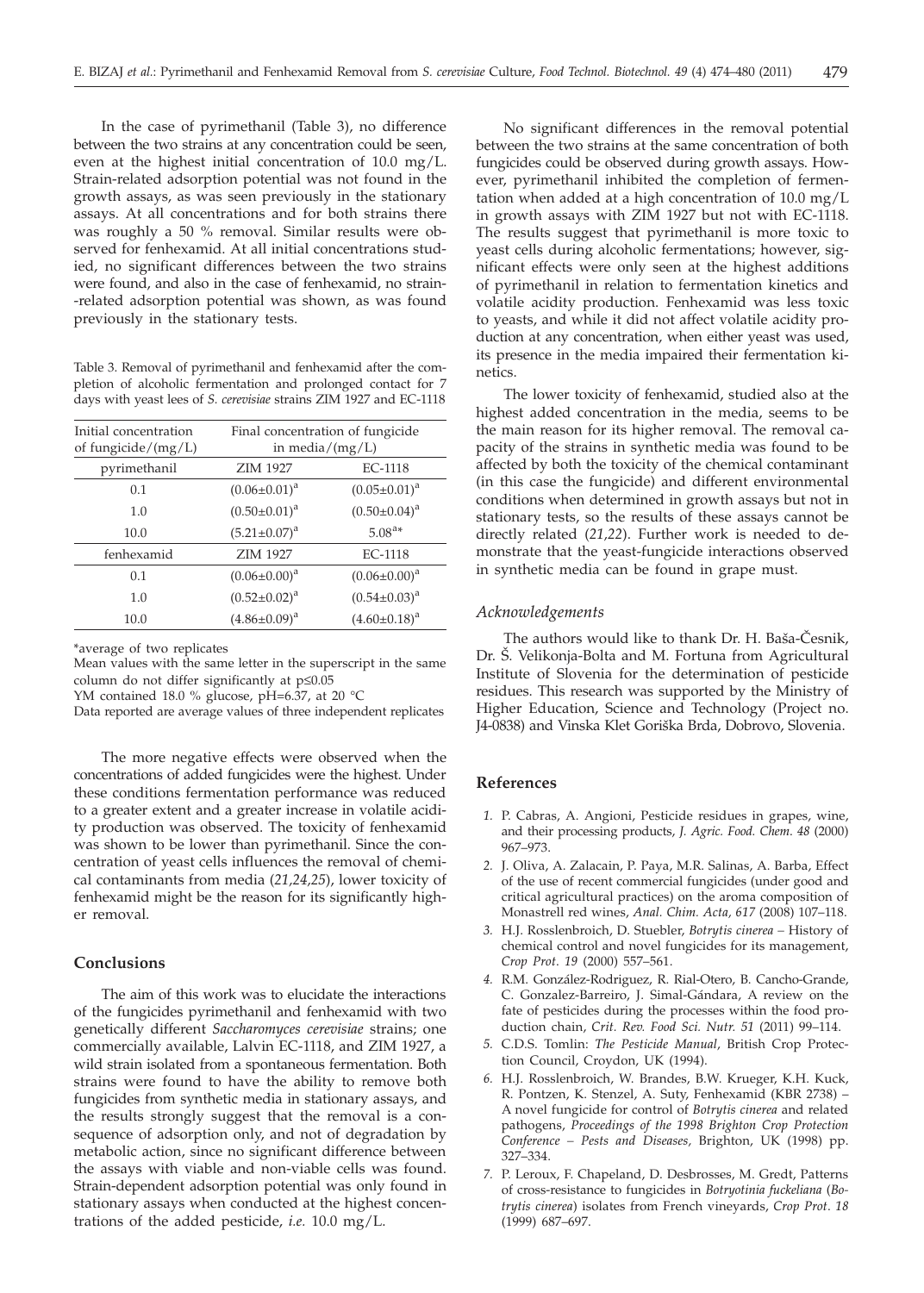In the case of pyrimethanil (Table 3), no difference between the two strains at any concentration could be seen, even at the highest initial concentration of 10.0 mg/L. Strain-related adsorption potential was not found in the growth assays, as was seen previously in the stationary assays. At all concentrations and for both strains there was roughly a 50 % removal. Similar results were observed for fenhexamid. At all initial concentrations studied, no significant differences between the two strains were found, and also in the case of fenhexamid, no strain-related adsorption potential was shown, as was found previously in the stationary tests.

Table 3. Removal of pyrimethanil and fenhexamid after the completion of alcoholic fermentation and prolonged contact for 7 days with yeast lees of *S. cerevisiae* strains ZIM 1927 and EC-1118

| Initial concentration of fungicide/(mg/L) | Final concentration of fungicide in media/(mg/L) | |
|---|---|---|
| pyrimethanil | ZIM 1927 | EC-1118 |
| 0.1 | $(0.06\pm0.01)^a$ | $(0.05\pm0.01)^a$ |
| 1.0 | $(0.50\pm0.01)^a$ | $(0.50\pm0.04)^a$ |
| 10.0 | $(5.21\pm0.07)^a$ | $5.08^{a*}$ |
| fenhexamid | ZIM 1927 | EC-1118 |
| 0.1 | $(0.06\pm0.00)^a$ | $(0.06\pm0.00)^a$ |
| 1.0 | $(0.52\pm0.02)^a$ | $(0.54\pm0.03)^a$ |
| 10.0 | $(4.86\pm0.09)^a$ | $(4.60\pm0.18)^a$ |

*average of two replicates

Mean values with the same letter in the superscript in the same column do not differ significantly at $p\leq0.05$

YM contained 18.0 % glucose, pH=6.37, at 20 °C

Data reported are average values of three independent replicates

The more negative effects were observed when the concentrations of added fungicides were the highest. Under these conditions fermentation performance was reduced to a greater extent and a greater increase in volatile acidity production was observed. The toxicity of fenhexamid was shown to be lower than pyrimethanil. Since the concentration of yeast cells influences the removal of chemical contaminants from media (*21,24,25*), lower toxicity of fenhexamid might be the reason for its significantly higher removal.

## Conclusions

The aim of this work was to elucidate the interactions of the fungicides pyrimethanil and fenhexamid with two genetically different *Saccharomyces cerevisiae* strains; one commercially available, Lalvin EC-1118, and ZIM 1927, a wild strain isolated from a spontaneous fermentation. Both strains were found to have the ability to remove both fungicides from synthetic media in stationary assays, and the results strongly suggest that the removal is a consequence of adsorption only, and not of degradation by metabolic action, since no significant difference between the assays with viable and non-viable cells was found. Strain-dependent adsorption potential was only found in stationary assays when conducted at the highest concentrations of the added pesticide, *i.e.* 10.0 mg/L.

No significant differences in the removal potential between the two strains at the same concentration of both fungicides could be observed during growth assays. However, pyrimethanil inhibited the completion of fermentation when added at a high concentration of 10.0 mg/L in growth assays with ZIM 1927 but not with EC-1118. The results suggest that pyrimethanil is more toxic to yeast cells during alcoholic fermentations; however, significant effects were only seen at the highest additions of pyrimethanil in relation to fermentation kinetics and volatile acidity production. Fenhexamid was less toxic to yeasts, and while it did not affect volatile acidity production at any concentration, when either yeast was used, its presence in the media impaired their fermentation kinetics.

The lower toxicity of fenhexamid, studied also at the highest added concentration in the media, seems to be the main reason for its higher removal. The removal capacity of the strains in synthetic media was found to be affected by both the toxicity of the chemical contaminant (in this case the fungicide) and different environmental conditions when determined in growth assays but not in stationary tests, so the results of these assays cannot be directly related (*21,22*). Further work is needed to demonstrate that the yeast-fungicide interactions observed in synthetic media can be found in grape must.

### Acknowledgements

The authors would like to thank Dr. H. Baša-Česnik, Dr. Š. Velikonja-Bolta and M. Fortuna from Agricultural Institute of Slovenia for the determination of pesticide residues. This research was supported by the Ministry of Higher Education, Science and Technology (Project no. J4-0838) and Vinska Klet Goriška Brda, Dobrovo, Slovenia.

## References

1. P. Cabras, A. Angioni, Pesticide residues in grapes, wine, and their processing products, *J. Agric. Food. Chem. 48* (2000) 967–973.
2. J. Oliva, A. Zalacain, P. Paya, M.R. Salinas, A. Barba, Effect of the use of recent commercial fungicides (under good and critical agricultural practices) on the aroma composition of Monastrell red wines, *Anal. Chim. Acta, 617* (2008) 107–118.
3. H.J. Rosslenbroich, D. Stuebler, *Botrytis cinerea* – History of chemical control and novel fungicides for its management, *Crop Prot. 19* (2000) 557–561.
4. R.M. González-Rodriguez, R. Rial-Otero, B. Cancho-Grande, C. Gonzalez-Barreiro, J. Simal-Gándara, A review on the fate of pesticides during the processes within the food production chain, *Crit. Rev. Food Sci. Nutr. 51* (2011) 99–114.
5. C.D.S. Tomlin: *The Pesticide Manual*, British Crop Protection Council, Croydon, UK (1994).
6. H.J. Rosslenbroich, W. Brandes, B.W. Krueger, K.H. Kuck, R. Pontzen, K. Stenzel, A. Suty, Fenhexamid (KBR 2738) – A novel fungicide for control of *Botrytis cinerea* and related pathogens, *Proceedings of the 1998 Brighton Crop Protection Conference – Pests and Diseases*, Brighton, UK (1998) pp. 327–334.
7. P. Leroux, F. Chapeland, D. Desbrosses, M. Gredt, Patterns of cross-resistance to fungicides in *Botryotinia fuckeliana* (*Botrytis cinerea*) isolates from French vineyards, *Crop Prot. 18* (1999) 687–697.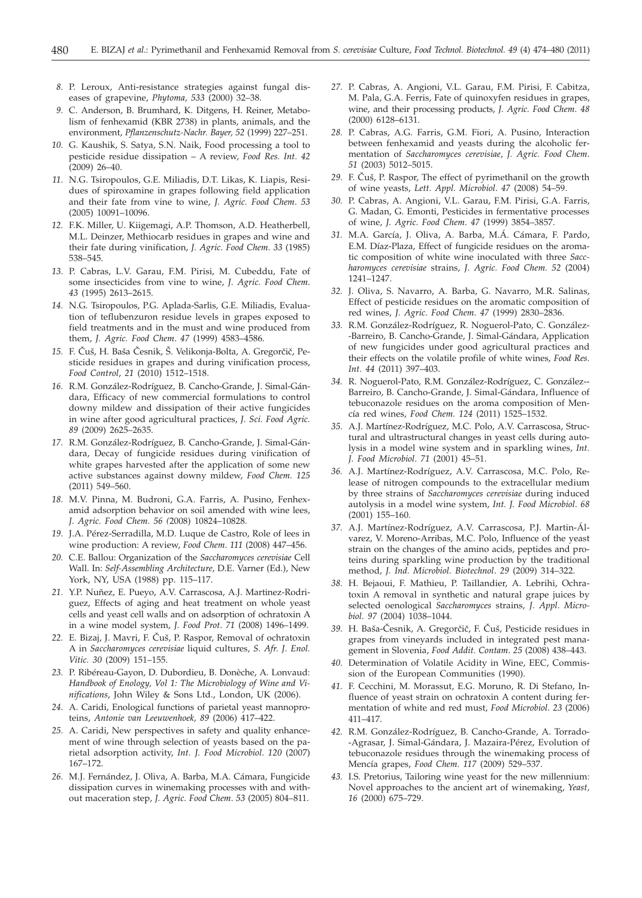8. P. Leroux, Anti-resistance strategies against fungal diseases of grapevine, *Phytoma*, *533* (2000) 32–38.

9. C. Anderson, B. Brumhard, K. Ditgens, H. Reiner, Metabolism of fenhexamid (KBR 2738) in plants, animals, and the environment, *Pflanzenschutz-Nachr. Bayer, 52* (1999) 227–251.

10. G. Kaushik, S. Satya, S.N. Naik, Food processing a tool to pesticide residue dissipation – A review, *Food Res. Int. 42* (2009) 26–40.

11. N.G. Tsiropoulos, G.E. Miliadis, D.T. Likas, K. Liapis, Residues of spiroxamine in grapes following field application and their fate from vine to wine, *J. Agric. Food Chem. 53* (2005) 10091–10096.

12. F.K. Miller, U. Kiigemagi, A.P. Thomson, A.D. Heatherbell, M.L. Deinzer, Methiocarb residues in grapes and wine and their fate during vinification, *J. Agric. Food Chem. 33* (1985) 538–545.

13. P. Cabras, L.V. Garau, F.M. Pirisi, M. Cubeddu, Fate of some insecticides from vine to wine, *J. Agric. Food Chem. 43* (1995) 2613–2615.

14. N.G. Tsiropoulos, P.G. Aplada-Sarlis, G.E. Miliadis, Evaluation of teflubenzuron residue levels in grapes exposed to field treatments and in the must and wine produced from them, *J. Agric. Food Chem. 47* (1999) 4583–4586.

15. F. Čuš, H. Baša Česnik, Š. Velikonja-Bolta, A. Gregorčič, Pesticide residues in grapes and during vinification process, *Food Control, 21* (2010) 1512–1518.

16. R.M. González-Rodríguez, B. Cancho-Grande, J. Simal-Gándara, Efficacy of new commercial formulations to control downy mildew and dissipation of their active fungicides in wine after good agricultural practices, *J. Sci. Food Agric. 89* (2009) 2625–2635.

17. R.M. González-Rodríguez, B. Cancho-Grande, J. Simal-Gándara, Decay of fungicide residues during vinification of white grapes harvested after the application of some new active substances against downy mildew, *Food Chem. 125* (2011) 549–560.

18. M.V. Pinna, M. Budroni, G.A. Farris, A. Pusino, Fenhexamid adsorption behavior on soil amended with wine lees, *J. Agric. Food Chem. 56 (*2008) 10824–10828.

19. J.A. Pérez-Serradilla, M.D. Luque de Castro, Role of lees in wine production: A review, *Food Chem. 111* (2008) 447–456.

20. C.E. Ballou: Organization of the *Saccharomyces cerevisiae* Cell Wall. In: *Self-Assembling Architecture*, D.E. Varner (Ed.), New York, NY, USA (1988) pp. 115–117.

21. Y.P. Nuñez, E. Pueyo, A.V. Carrascosa, A.J. Martinez-Rodriguez, Effects of aging and heat treatment on whole yeast cells and yeast cell walls and on adsorption of ochratoxin A in a wine model system, *J. Food Prot. 71* (2008) 1496–1499.

22. E. Bizaj, J. Mavri, F. Čuš, P. Raspor, Removal of ochratoxin A in *Saccharomyces cerevisiae* liquid cultures, *S. Afr. J. Enol. Vitic. 30* (2009) 151–155.

23. P. Ribéreau-Gayon, D. Dubordieu, B. Donèche, A. Lonvaud: *Handbook of Enology, Vol 1: The Microbiology of Wine and Vinifications*, John Wiley & Sons Ltd., London, UK (2006).

24. A. Caridi, Enological functions of parietal yeast mannoproteins, *Antonie van Leeuwenhoek, 89* (2006) 417–422.

25. A. Caridi, New perspectives in safety and quality enhancement of wine through selection of yeasts based on the parietal adsorption activity, *Int. J. Food Microbiol. 120* (2007) 167–172.

26. M.J. Fernández, J. Oliva, A. Barba, M.A. Cámara, Fungicide dissipation curves in winemaking processes with and without maceration step, *J. Agric. Food Chem. 53* (2005) 804–811.

27. P. Cabras, A. Angioni, V.L. Garau, F.M. Pirisi, F. Cabitza, M. Pala, G.A. Ferris, Fate of quinoxyfen residues in grapes, wine, and their processing products, *J. Agric. Food Chem. 48* (2000) 6128–6131.

28. P. Cabras, A.G. Farris, G.M. Fiori, A. Pusino, Interaction between fenhexamid and yeasts during the alcoholic fermentation of *Saccharomyces cerevisiae*, *J. Agric. Food Chem. 51* (2003) 5012–5015.

29. F. Čuš, P. Raspor, The effect of pyrimethanil on the growth of wine yeasts, *Lett. Appl. Microbiol. 47* (2008) 54–59.

30. P. Cabras, A. Angioni, V.L. Garau, F.M. Pirisi, G.A. Farris, G. Madan, G. Emonti, Pesticides in fermentative processes of wine, *J. Agric. Food Chem. 47* (1999) 3854–3857.

31. M.A. García, J. Oliva, A. Barba, M.Á. Cámara, F. Pardo, E.M. Díaz-Plaza, Effect of fungicide residues on the aromatic composition of white wine inoculated with three *Saccharomyces cerevisiae* strains, *J. Agric. Food Chem. 52* (2004) 1241–1247.

32. J. Oliva, S. Navarro, A. Barba, G. Navarro, M.R. Salinas, Effect of pesticide residues on the aromatic composition of red wines, *J. Agric. Food Chem. 47* (1999) 2830–2836.

33. R.M. González-Rodríguez, R. Noguerol-Pato, C. González-Barreiro, B. Cancho-Grande, J. Simal-Gándara, Application of new fungicides under good agricultural practices and their effects on the volatile profile of white wines, *Food Res. Int. 44* (2011) 397–403.

34. R. Noguerol-Pato, R.M. González-Rodríguez, C. González-Barreiro, B. Cancho-Grande, J. Simal-Gándara, Influence of tebuconazole residues on the aroma composition of Mencía red wines, *Food Chem. 124* (2011) 1525–1532.

35. A.J. Martínez-Rodríguez, M.C. Polo, A.V. Carrascosa, Structural and ultrastructural changes in yeast cells during autolysis in a model wine system and in sparkling wines, *Int. J. Food Microbiol. 71* (2001) 45–51.

36. A.J. Martínez-Rodríguez, A.V. Carrascosa, M.C. Polo, Release of nitrogen compounds to the extracellular medium by three strains of *Saccharomyces cerevisiae* during induced autolysis in a model wine system, *Int. J. Food Microbiol. 68* (2001) 155–160.

37. A.J. Martínez-Rodríguez, A.V. Carrascosa, P.J. Martin-Álvarez, V. Moreno-Arribas, M.C. Polo, Influence of the yeast strain on the changes of the amino acids, peptides and proteins during sparkling wine production by the traditional method, *J. Ind. Microbiol. Biotechnol. 29* (2009) 314–322.

38. H. Bejaoui, F. Mathieu, P. Taillandier, A. Lebrihi, Ochratoxin A removal in synthetic and natural grape juices by selected oenological *Saccharomyces* strains, *J. Appl. Microbiol. 97* (2004) 1038–1044.

39. H. Baša-Česnik, A. Gregorčič, F. Čuš, Pesticide residues in grapes from vineyards included in integrated pest management in Slovenia, *Food Addit. Contam. 25* (2008) 438–443.

40. Determination of Volatile Acidity in Wine, EEC, Commission of the European Communities (1990).

41. F. Cecchini, M. Morassut, E.G. Moruno, R. Di Stefano, Influence of yeast strain on ochratoxin A content during fermentation of white and red must, *Food Microbiol. 23* (2006) 411–417.

42. R.M. González-Rodríguez, B. Cancho-Grande, A. Torrado-Agrasar, J. Simal-Gándara, J. Mazaira-Pérez, Evolution of tebuconazole residues through the winemaking process of Mencía grapes, *Food Chem. 117* (2009) 529–537.

43. I.S. Pretorius, Tailoring wine yeast for the new millennium: Novel approaches to the ancient art of winemaking, *Yeast, 16* (2000) 675–729.